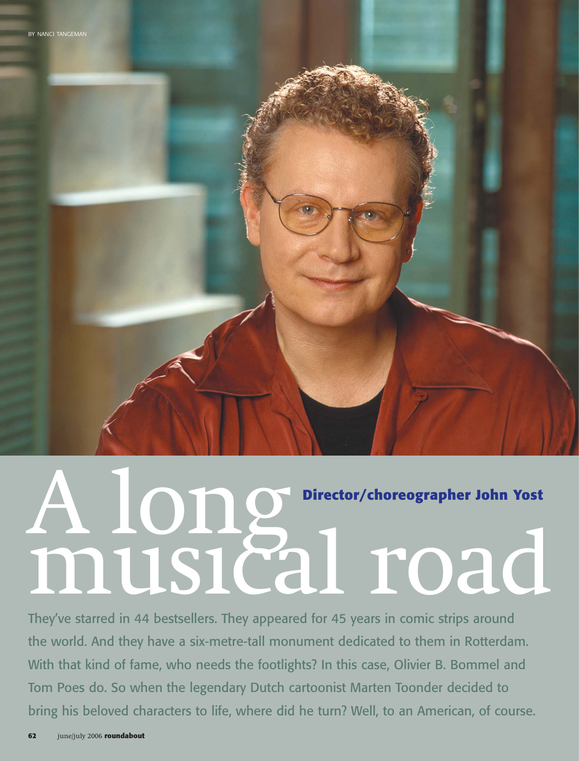BY NANCI TANGEMAN

# A long musical road

## Director/choreographer John Yost

They've starred in 44 bestsellers. They appeared for 45 years in comic strips around the world. And they have a six-metre-tall monument dedicated to them in Rotterdam. With that kind of fame, who needs the footlights? In this case, Olivier B. Bommel and Tom Poes do. So when the legendary Dutch cartoonist Marten Toonder decided to bring his beloved characters to life, where did he turn? Well, to an American, of course.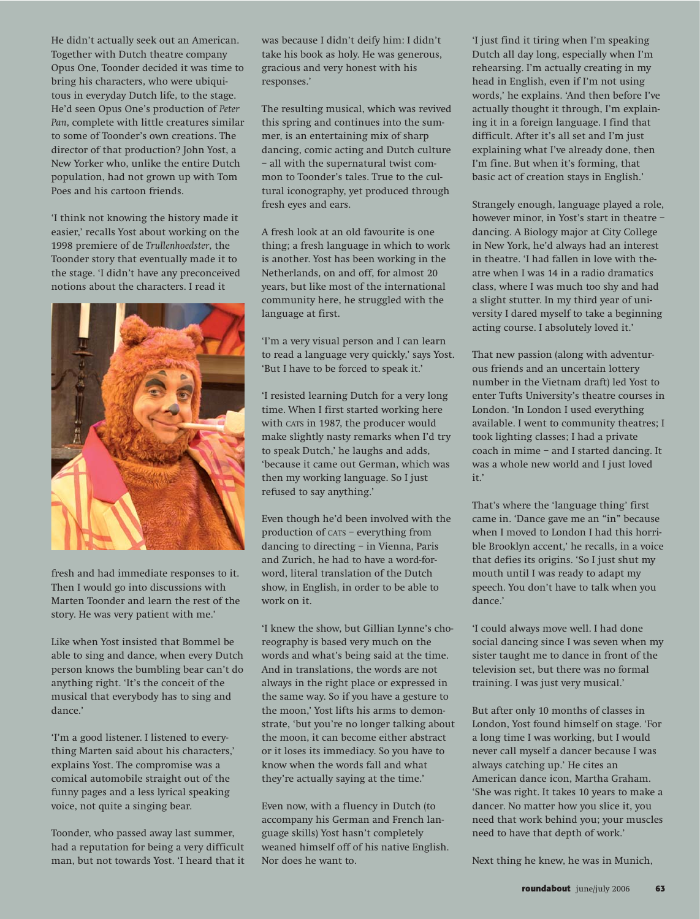He didn't actually seek out an American. Together with Dutch theatre company Opus One, Toonder decided it was time to bring his characters, who were ubiquitous in everyday Dutch life, to the stage. He'd seen Opus One's production of *Peter Pan*, complete with little creatures similar to some of Toonder's own creations. The director of that production? John Yost, a New Yorker who, unlike the entire Dutch population, had not grown up with Tom Poes and his cartoon friends.

'I think not knowing the history made it easier,' recalls Yost about working on the 1998 premiere of de *Trullenhoedster*, the Toonder story that eventually made it to the stage. 'I didn't have any preconceived notions about the characters. I read it fresh and had immediate responses to it. Then I would go into discussions with Marten Toonder and learn the rest of the story. He was very patient with me.'

Like when Yost insisted that Bommel be able to sing and dance, when every Dutch person knows the bumbling bear can't do anything right. 'It's the conceit of the musical that everybody has to sing and dance.'

'I'm a good listener. I listened to everything Marten said about his characters,' explains Yost. The compromise was a comical automobile straight out of the funny pages and a less lyrical speaking voice, not quite a singing bear.

Toonder, who passed away last summer, had a reputation for being a very difficult man, but not towards Yost. 'I heard that it was because I didn't deify him: I didn't take his book as holy. He was generous, gracious and very honest with his responses.'

The resulting musical, which was revived this spring and continues into the summer, is an entertaining mix of sharp dancing, comic acting and Dutch culture – all with the supernatural twist common to Toonder's tales. True to the cultural iconography, yet produced through fresh eyes and ears.

A fresh look at an old favourite is one thing; a fresh language in which to work is another. Yost has been working in the Netherlands, on and off, for almost 20 years, but like most of the international community here, he struggled with the language at first.

'I'm a very visual person and I can learn to read a language very quickly,' says Yost. 'But I have to be forced to speak it.'

'I resisted learning Dutch for a very long time. When I first started working here with CATS in 1987, the producer would make slightly nasty remarks when I'd try to speak Dutch,' he laughs and adds, 'because it came out German, which was then my working language. So I just refused to say anything.'

Even though he'd been involved with the production of CATS – everything from dancing to directing – in Vienna, Paris and Zurich, he had to have a word-for-word, literal translation of the Dutch show, in English, in order to be able to work on it.

'I knew the show, but Gillian Lynne's choreography is based very much on the words and what's being said at the time. And in translations, the words are not always in the right place or expressed in the same way. So if you have a gesture to the moon,' Yost lifts his arms to demonstrate, 'but you're no longer talking about the moon, it can become either abstract or it loses its immediacy. So you have to know when the words fall and what they're actually saying at the time.'

Even now, with a fluency in Dutch (to accompany his German and French language skills) Yost hasn't completely weaned himself off of his native English. Nor does he want to.

'I just find it tiring when I'm speaking Dutch all day long, especially when I'm rehearsing. I'm actually creating in my head in English, even if I'm not using words,' he explains. 'And then before I've actually thought it through, I'm explaining it in a foreign language. I find that difficult. After it's all set and I'm just explaining what I've already done, then I'm fine. But when it's forming, that basic act of creation stays in English.'

Strangely enough, language played a role, however minor, in Yost's start in theatre – dancing. A Biology major at City College in New York, he'd always had an interest in theatre. 'I had fallen in love with theatre when I was 14 in a radio dramatics class, where I was much too shy and had a slight stutter. In my third year of university I dared myself to take a beginning acting course. I absolutely loved it.'

That new passion (along with adventurous friends and an uncertain lottery number in the Vietnam draft) led Yost to enter Tufts University's theatre courses in London. 'In London I used everything available. I went to community theatres; I took lighting classes; I had a private coach in mime – and I started dancing. It was a whole new world and I just loved it.'

That's where the 'language thing' first came in. 'Dance gave me an "in" because when I moved to London I had this horrible Brooklyn accent,' he recalls, in a voice that defies its origins. 'So I just shut my mouth until I was ready to adapt my speech. You don't have to talk when you dance.'

'I could always move well. I had done social dancing since I was seven when my sister taught me to dance in front of the television set, but there was no formal training. I was just very musical.'

But after only 10 months of classes in London, Yost found himself on stage. 'For a long time I was working, but I would never call myself a dancer because I was always catching up.' He cites an American dance icon, Martha Graham. 'She was right. It takes 10 years to make a dancer. No matter how you slice it, you need that work behind you; your muscles need to have that depth of work.'

Next thing he knew, he was in Munich,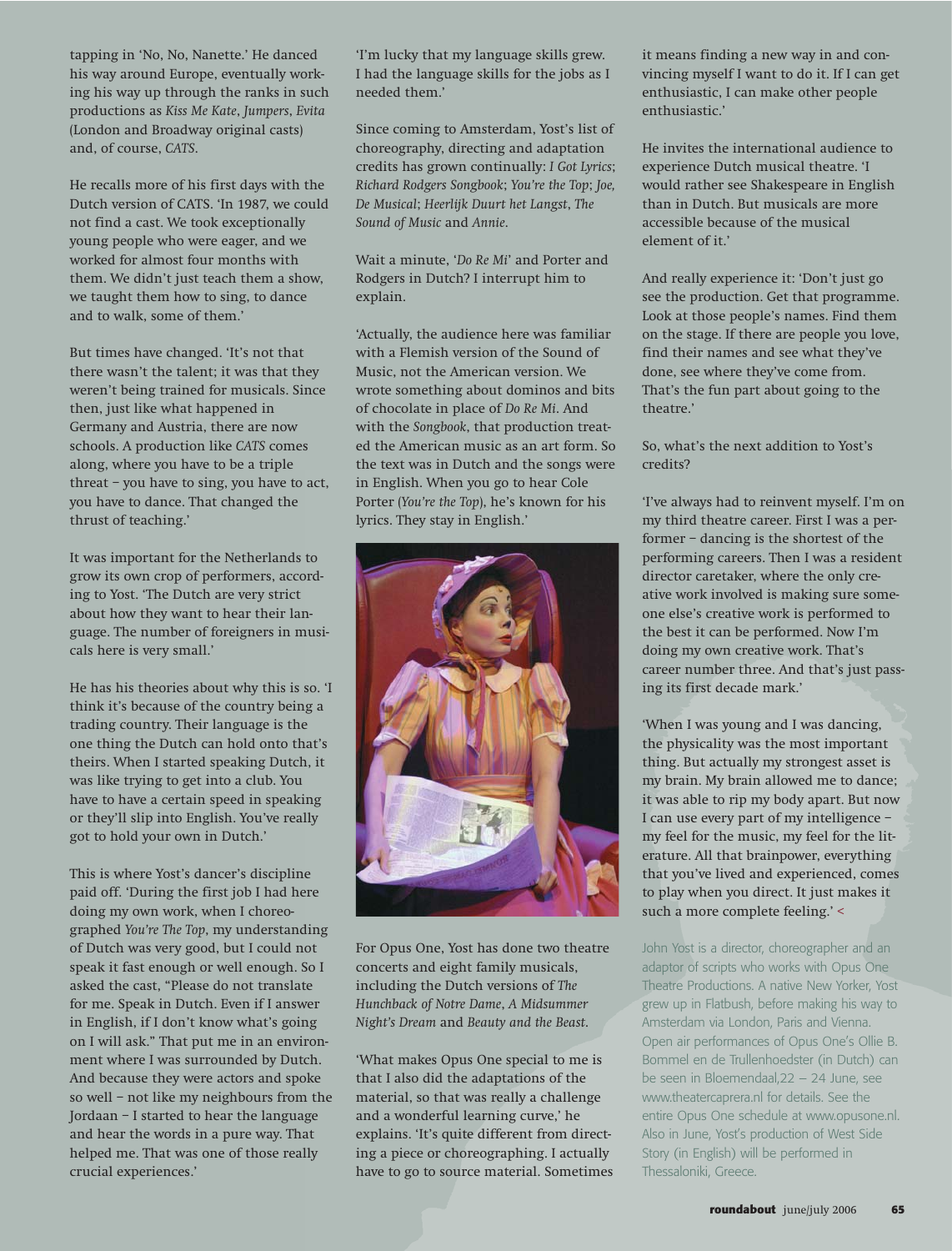tapping in 'No, No, Nanette.' He danced his way around Europe, eventually working his way up through the ranks in such productions as *Kiss Me Kate*, *Jumpers*, *Evita* (London and Broadway original casts) and, of course, *CATS*.

He recalls more of his first days with the Dutch version of CATS. 'In 1987, we could not find a cast. We took exceptionally young people who were eager, and we worked for almost four months with them. We didn't just teach them a show, we taught them how to sing, to dance and to walk, some of them.'

But times have changed. 'It's not that there wasn't the talent; it was that they weren't being trained for musicals. Since then, just like what happened in Germany and Austria, there are now schools. A production like *CATS* comes along, where you have to be a triple threat – you have to sing, you have to act, you have to dance. That changed the thrust of teaching.'

It was important for the Netherlands to grow its own crop of performers, according to Yost. 'The Dutch are very strict about how they want to hear their language. The number of foreigners in musicals here is very small.'

He has his theories about why this is so. 'I think it's because of the country being a trading country. Their language is the one thing the Dutch can hold onto that's theirs. When I started speaking Dutch, it was like trying to get into a club. You have to have a certain speed in speaking or they'll slip into English. You've really got to hold your own in Dutch.'

This is where Yost's dancer's discipline paid off. 'During the first job I had here doing my own work, when I choreographed *You're The Top*, my understanding of Dutch was very good, but I could not speak it fast enough or well enough. So I asked the cast, "Please do not translate for me. Speak in Dutch. Even if I answer in English, if I don't know what's going on I will ask." That put me in an environment where I was surrounded by Dutch. And because they were actors and spoke so well – not like my neighbours from the Jordaan – I started to hear the language and hear the words in a pure way. That helped me. That was one of those really crucial experiences.'

'I'm lucky that my language skills grew. I had the language skills for the jobs as I needed them.'

Since coming to Amsterdam, Yost's list of choreography, directing and adaptation credits has grown continually: *I Got Lyrics*; *Richard Rodgers Songbook*; *You're the Top*; *Joe, De Musical*; *Heerlijk Duurt het Langst*, *The Sound of Music* and *Annie*.

Wait a minute, '*Do Re Mi*' and Porter and Rodgers in Dutch? I interrupt him to explain.

'Actually, the audience here was familiar with a Flemish version of the Sound of Music, not the American version. We wrote something about dominos and bits of chocolate in place of *Do Re Mi*. And with the *Songbook*, that production treated the American music as an art form. So the text was in Dutch and the songs were in English. When you go to hear Cole Porter (*You're the Top*), he's known for his lyrics. They stay in English.'

For Opus One, Yost has done two theatre concerts and eight family musicals, including the Dutch versions of *The Hunchback of Notre Dame*, *A Midsummer Night's Dream* and *Beauty and the Beast*.

'What makes Opus One special to me is that I also did the adaptations of the material, so that was really a challenge and a wonderful learning curve,' he explains. 'It's quite different from directing a piece or choreographing. I actually have to go to source material. Sometimes it means finding a new way in and convincing myself I want to do it. If I can get enthusiastic, I can make other people enthusiastic.'

He invites the international audience to experience Dutch musical theatre. 'I would rather see Shakespeare in English than in Dutch. But musicals are more accessible because of the musical element of it.'

And really experience it: 'Don't just go see the production. Get that programme. Look at those people's names. Find them on the stage. If there are people you love, find their names and see what they've done, see where they've come from. That's the fun part about going to the theatre.'

So, what's the next addition to Yost's credits?

'I've always had to reinvent myself. I'm on my third theatre career. First I was a performer – dancing is the shortest of the performing careers. Then I was a resident director caretaker, where the only creative work involved is making sure someone else's creative work is performed to the best it can be performed. Now I'm doing my own creative work. That's career number three. And that's just passing its first decade mark.'

'When I was young and I was dancing, the physicality was the most important thing. But actually my strongest asset is my brain. My brain allowed me to dance; it was able to rip my body apart. But now I can use every part of my intelligence – my feel for the music, my feel for the literature. All that brainpower, everything that you've lived and experienced, comes to play when you direct. It just makes it such a more complete feeling.' <

John Yost is a director, choreographer and an adaptor of scripts who works with Opus One Theatre Productions. A native New Yorker, Yost grew up in Flatbush, before making his way to Amsterdam via London, Paris and Vienna. Open air performances of Opus One's Ollie B. Bommel en de Trullenhoedster (in Dutch) can be seen in Bloemendaal,22 – 24 June, see www.theatercaprera.nl for details. See the entire Opus One schedule at www.opusone.nl. Also in June, Yost's production of West Side Story (in English) will be performed in Thessaloniki, Greece.